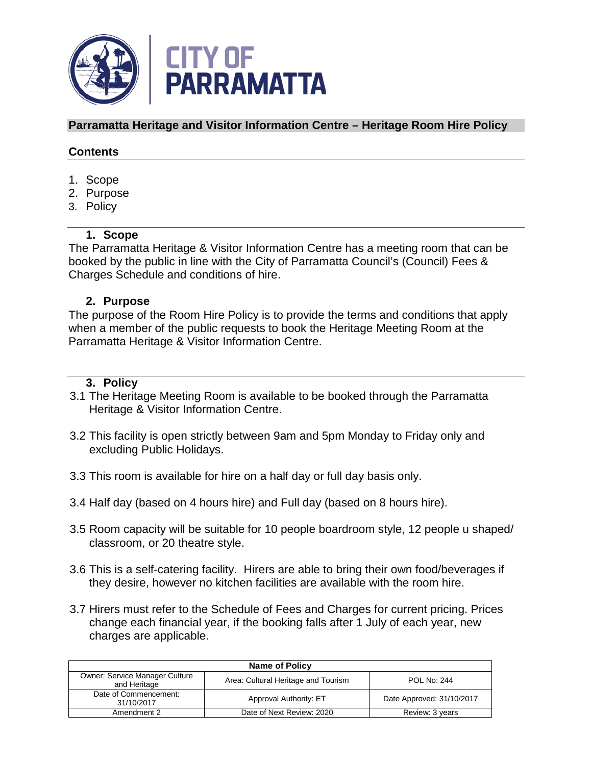**CITY OF PARRAMATTA**

# Parramatta Heritage and Visitor Information Centre – Heritage Room Hire Policy

## Contents

1. Scope
2. Purpose
3. Policy

## 1. Scope

The Parramatta Heritage & Visitor Information Centre has a meeting room that can be booked by the public in line with the City of Parramatta Council's (Council) Fees & Charges Schedule and conditions of hire.

## 2. Purpose

The purpose of the Room Hire Policy is to provide the terms and conditions that apply when a member of the public requests to book the Heritage Meeting Room at the Parramatta Heritage & Visitor Information Centre.

## 3. Policy

3.1 The Heritage Meeting Room is available to be booked through the Parramatta Heritage & Visitor Information Centre.

3.2 This facility is open strictly between 9am and 5pm Monday to Friday only and excluding Public Holidays.

3.3 This room is available for hire on a half day or full day basis only.

3.4 Half day (based on 4 hours hire) and Full day (based on 8 hours hire).

3.5 Room capacity will be suitable for 10 people boardroom style, 12 people u shaped/ classroom, or 20 theatre style.

3.6 This is a self-catering facility. Hirers are able to bring their own food/beverages if they desire, however no kitchen facilities are available with the room hire.

3.7 Hirers must refer to the Schedule of Fees and Charges for current pricing. Prices change each financial year, if the booking falls after 1 July of each year, new charges are applicable.

| Name of Policy | | |
|---|---|---|
| Owner: Service Manager Culture and Heritage | Area: Cultural Heritage and Tourism | POL No: 244 |
| Date of Commencement: 31/10/2017 | Approval Authority: ET | Date Approved: 31/10/2017 |
| Amendment 2 | Date of Next Review: 2020 | Review: 3 years |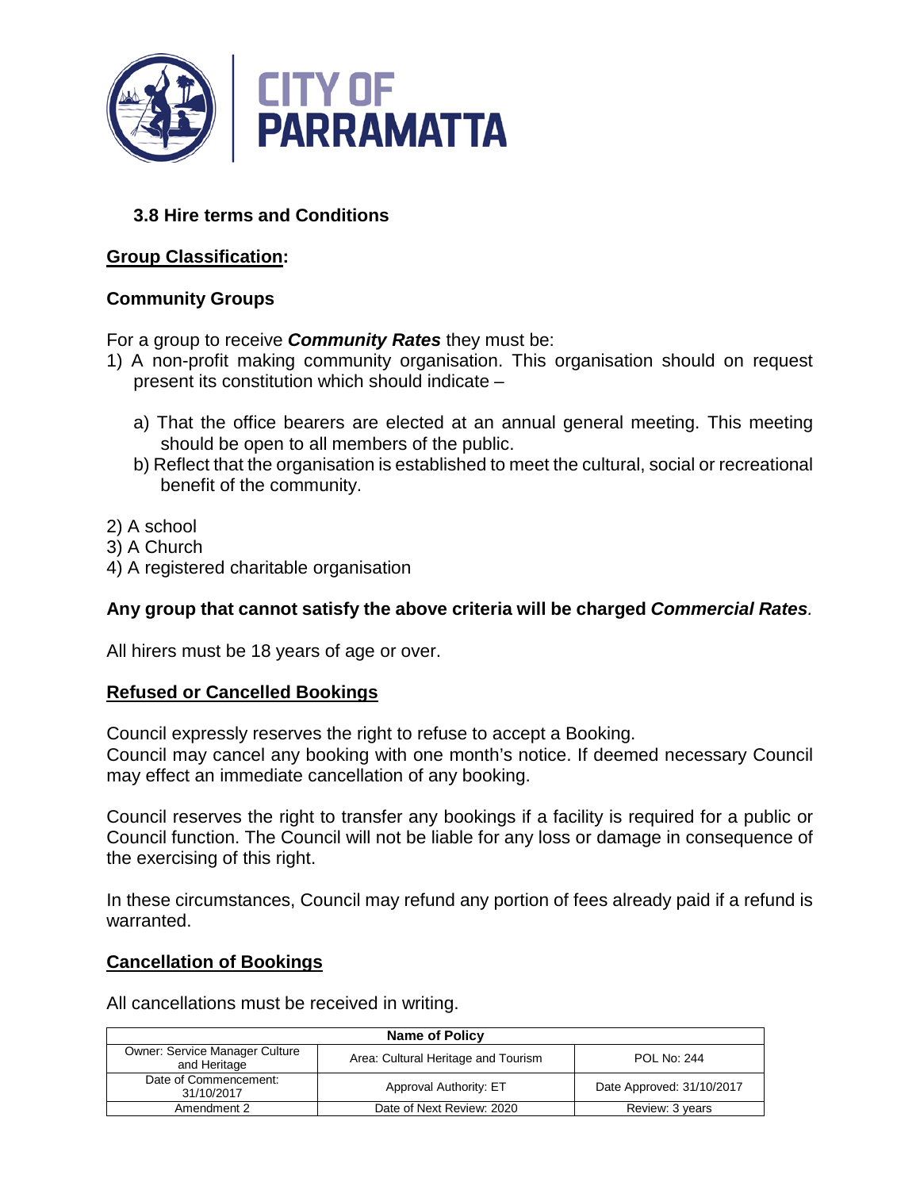### 3.8 Hire terms and Conditions

**Group Classification:**

**Community Groups**

For a group to receive ***Community Rates*** they must be:

1) A non-profit making community organisation. This organisation should on request present its constitution which should indicate –

   a) That the office bearers are elected at an annual general meeting. This meeting should be open to all members of the public.

   b) Reflect that the organisation is established to meet the cultural, social or recreational benefit of the community.

2) A school
3) A Church
4) A registered charitable organisation

**Any group that cannot satisfy the above criteria will be charged *Commercial Rates*.**

All hirers must be 18 years of age or over.

**Refused or Cancelled Bookings**

Council expressly reserves the right to refuse to accept a Booking.
Council may cancel any booking with one month's notice. If deemed necessary Council may effect an immediate cancellation of any booking.

Council reserves the right to transfer any bookings if a facility is required for a public or Council function. The Council will not be liable for any loss or damage in consequence of the exercising of this right.

In these circumstances, Council may refund any portion of fees already paid if a refund is warranted.

**Cancellation of Bookings**

All cancellations must be received in writing.

| Name of Policy | | |
|---|---|---|
| Owner: Service Manager Culture and Heritage | Area: Cultural Heritage and Tourism | POL No: 244 |
| Date of Commencement: 31/10/2017 | Approval Authority: ET | Date Approved: 31/10/2017 |
| Amendment 2 | Date of Next Review: 2020 | Review: 3 years |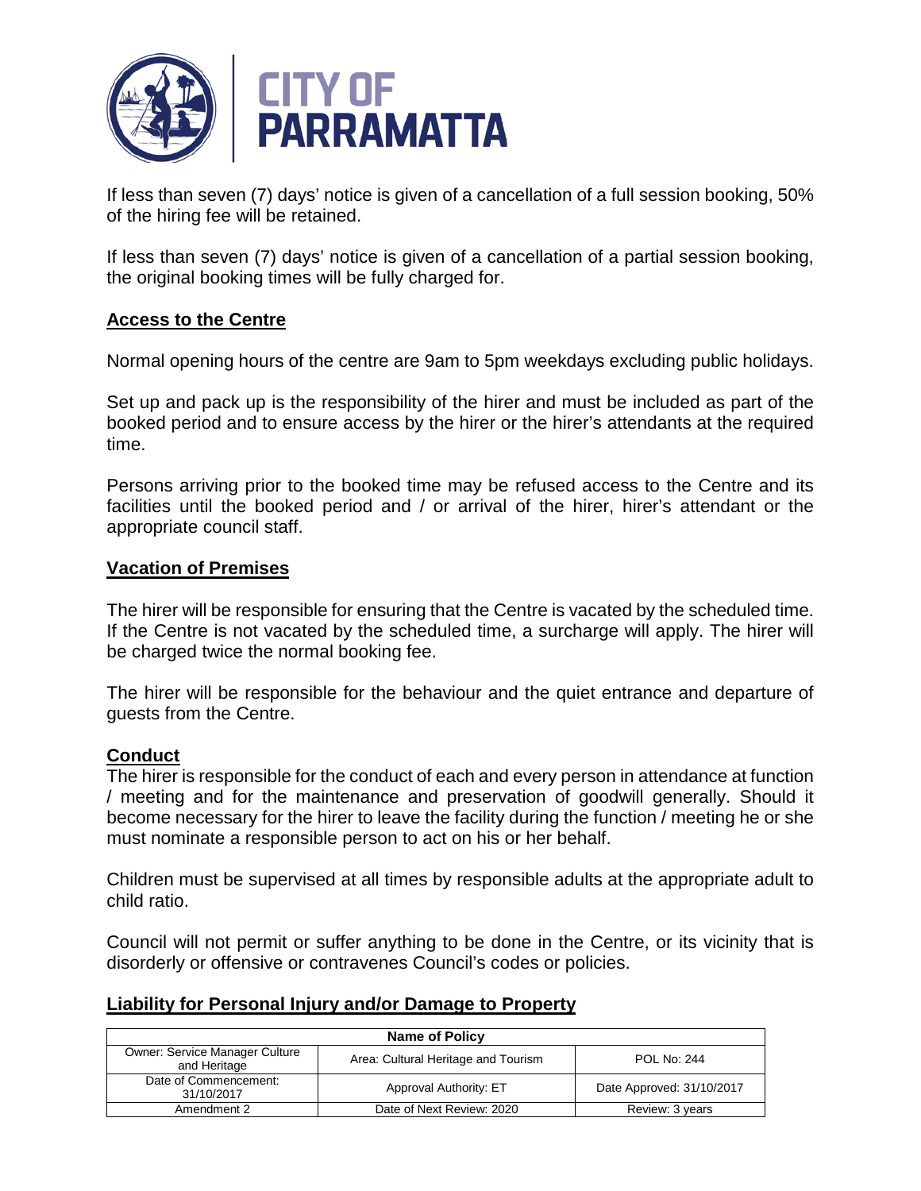If less than seven (7) days' notice is given of a cancellation of a full session booking, 50% of the hiring fee will be retained.

If less than seven (7) days' notice is given of a cancellation of a partial session booking, the original booking times will be fully charged for.

## Access to the Centre

Normal opening hours of the centre are 9am to 5pm weekdays excluding public holidays.

Set up and pack up is the responsibility of the hirer and must be included as part of the booked period and to ensure access by the hirer or the hirer's attendants at the required time.

Persons arriving prior to the booked time may be refused access to the Centre and its facilities until the booked period and / or arrival of the hirer, hirer's attendant or the appropriate council staff.

## Vacation of Premises

The hirer will be responsible for ensuring that the Centre is vacated by the scheduled time. If the Centre is not vacated by the scheduled time, a surcharge will apply. The hirer will be charged twice the normal booking fee.

The hirer will be responsible for the behaviour and the quiet entrance and departure of guests from the Centre.

## Conduct

The hirer is responsible for the conduct of each and every person in attendance at function / meeting and for the maintenance and preservation of goodwill generally. Should it become necessary for the hirer to leave the facility during the function / meeting he or she must nominate a responsible person to act on his or her behalf.

Children must be supervised at all times by responsible adults at the appropriate adult to child ratio.

Council will not permit or suffer anything to be done in the Centre, or its vicinity that is disorderly or offensive or contravenes Council's codes or policies.

## Liability for Personal Injury and/or Damage to Property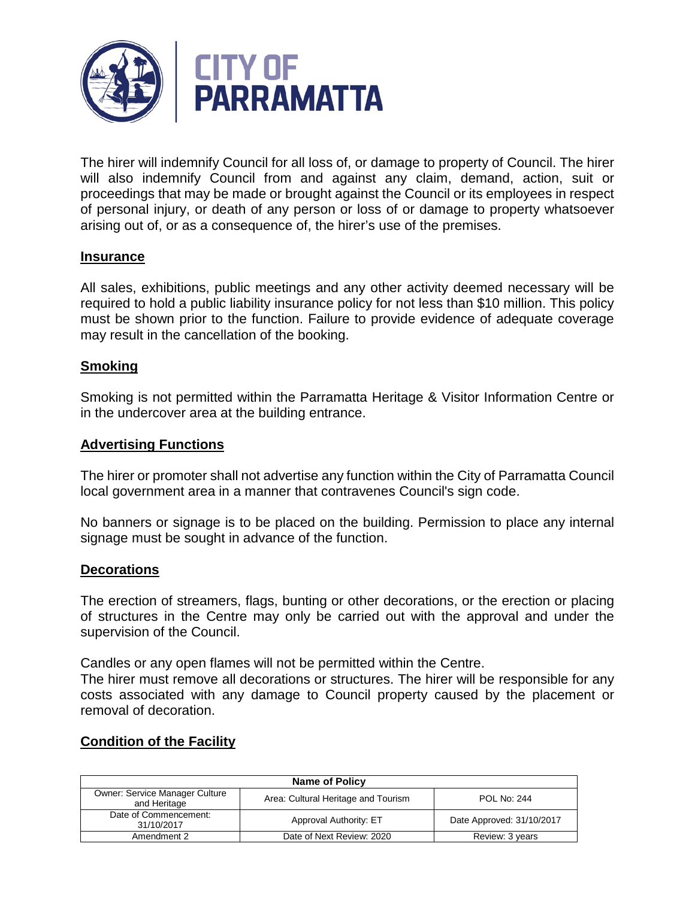The hirer will indemnify Council for all loss of, or damage to property of Council. The hirer will also indemnify Council from and against any claim, demand, action, suit or proceedings that may be made or brought against the Council or its employees in respect of personal injury, or death of any person or loss of or damage to property whatsoever arising out of, or as a consequence of, the hirer's use of the premises.

## Insurance

All sales, exhibitions, public meetings and any other activity deemed necessary will be required to hold a public liability insurance policy for not less than $10 million. This policy must be shown prior to the function. Failure to provide evidence of adequate coverage may result in the cancellation of the booking.

## Smoking

Smoking is not permitted within the Parramatta Heritage & Visitor Information Centre or in the undercover area at the building entrance.

## Advertising Functions

The hirer or promoter shall not advertise any function within the City of Parramatta Council local government area in a manner that contravenes Council's sign code.

No banners or signage is to be placed on the building. Permission to place any internal signage must be sought in advance of the function.

## Decorations

The erection of streamers, flags, bunting or other decorations, or the erection or placing of structures in the Centre may only be carried out with the approval and under the supervision of the Council.

Candles or any open flames will not be permitted within the Centre.
The hirer must remove all decorations or structures. The hirer will be responsible for any costs associated with any damage to Council property caused by the placement or removal of decoration.

## Condition of the Facility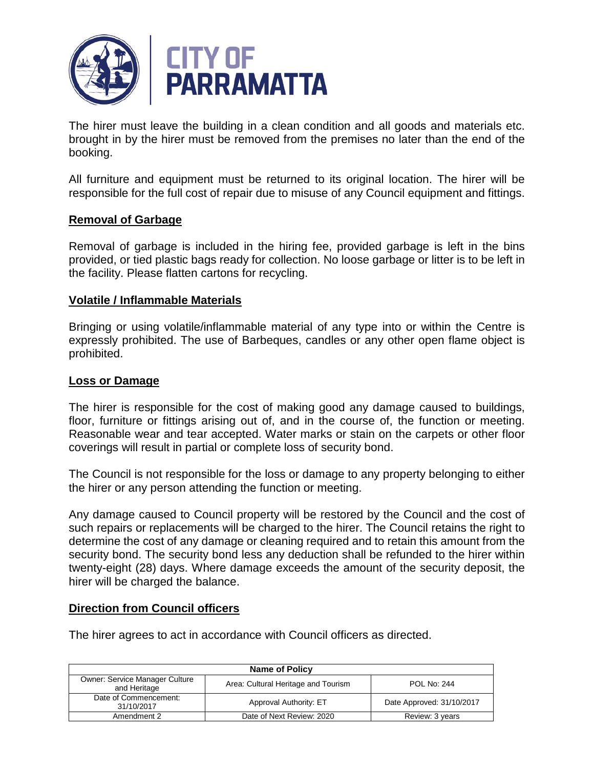The hirer must leave the building in a clean condition and all goods and materials etc. brought in by the hirer must be removed from the premises no later than the end of the booking.

All furniture and equipment must be returned to its original location. The hirer will be responsible for the full cost of repair due to misuse of any Council equipment and fittings.

## Removal of Garbage

Removal of garbage is included in the hiring fee, provided garbage is left in the bins provided, or tied plastic bags ready for collection. No loose garbage or litter is to be left in the facility. Please flatten cartons for recycling.

## Volatile / Inflammable Materials

Bringing or using volatile/inflammable material of any type into or within the Centre is expressly prohibited. The use of Barbeques, candles or any other open flame object is prohibited.

## Loss or Damage

The hirer is responsible for the cost of making good any damage caused to buildings, floor, furniture or fittings arising out of, and in the course of, the function or meeting. Reasonable wear and tear accepted. Water marks or stain on the carpets or other floor coverings will result in partial or complete loss of security bond.

The Council is not responsible for the loss or damage to any property belonging to either the hirer or any person attending the function or meeting.

Any damage caused to Council property will be restored by the Council and the cost of such repairs or replacements will be charged to the hirer. The Council retains the right to determine the cost of any damage or cleaning required and to retain this amount from the security bond. The security bond less any deduction shall be refunded to the hirer within twenty-eight (28) days. Where damage exceeds the amount of the security deposit, the hirer will be charged the balance.

## Direction from Council officers

The hirer agrees to act in accordance with Council officers as directed.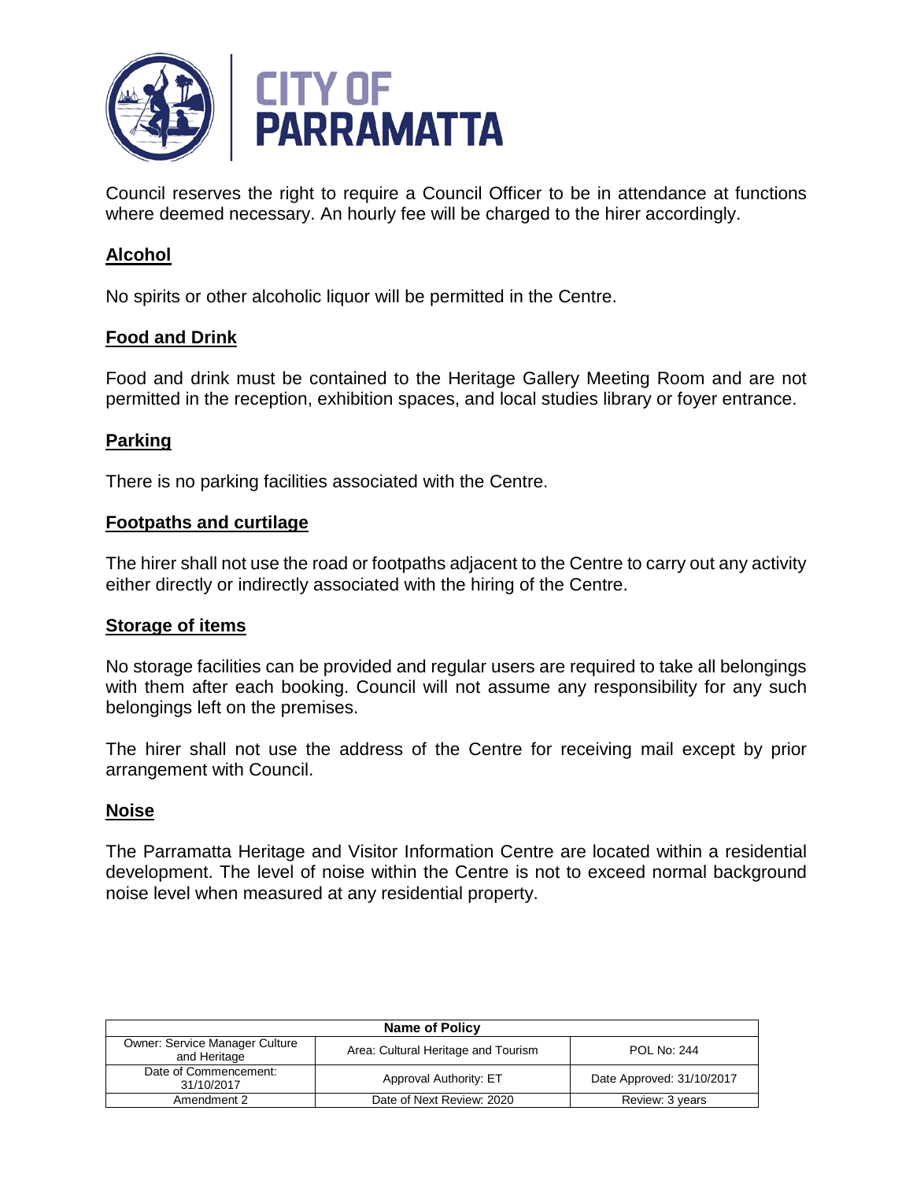Council reserves the right to require a Council Officer to be in attendance at functions where deemed necessary. An hourly fee will be charged to the hirer accordingly.

## Alcohol

No spirits or other alcoholic liquor will be permitted in the Centre.

## Food and Drink

Food and drink must be contained to the Heritage Gallery Meeting Room and are not permitted in the reception, exhibition spaces, and local studies library or foyer entrance.

## Parking

There is no parking facilities associated with the Centre.

## Footpaths and curtilage

The hirer shall not use the road or footpaths adjacent to the Centre to carry out any activity either directly or indirectly associated with the hiring of the Centre.

## Storage of items

No storage facilities can be provided and regular users are required to take all belongings with them after each booking. Council will not assume any responsibility for any such belongings left on the premises.

The hirer shall not use the address of the Centre for receiving mail except by prior arrangement with Council.

## Noise

The Parramatta Heritage and Visitor Information Centre are located within a residential development. The level of noise within the Centre is not to exceed normal background noise level when measured at any residential property.

| Name of Policy | | |
|---|---|---|
| Owner: Service Manager Culture and Heritage | Area: Cultural Heritage and Tourism | POL No: 244 |
| Date of Commencement: 31/10/2017 | Approval Authority: ET | Date Approved: 31/10/2017 |
| Amendment 2 | Date of Next Review: 2020 | Review: 3 years |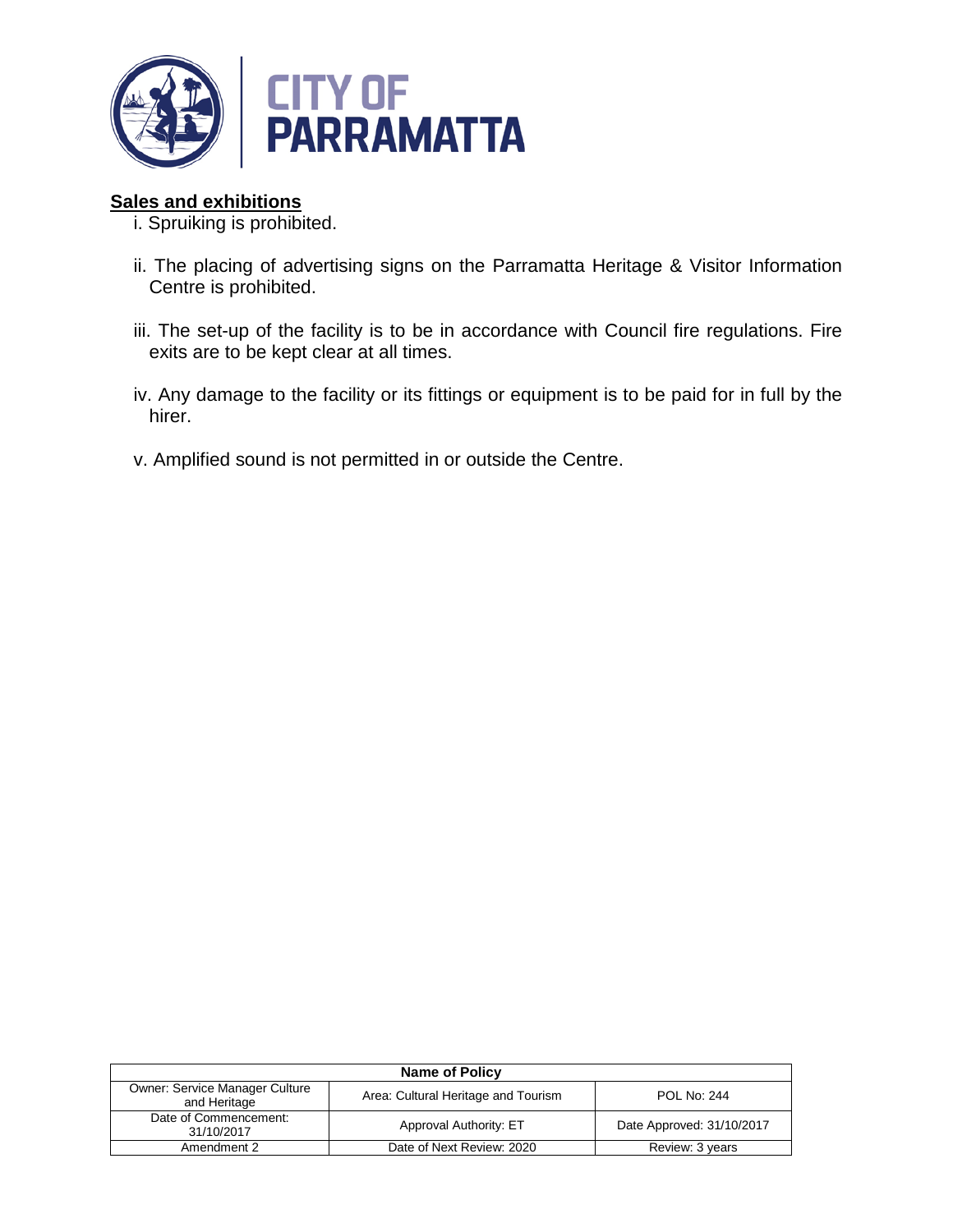**Sales and exhibitions**

i. Spruiking is prohibited.

ii. The placing of advertising signs on the Parramatta Heritage & Visitor Information Centre is prohibited.

iii. The set-up of the facility is to be in accordance with Council fire regulations. Fire exits are to be kept clear at all times.

iv. Any damage to the facility or its fittings or equipment is to be paid for in full by the hirer.

v. Amplified sound is not permitted in or outside the Centre.